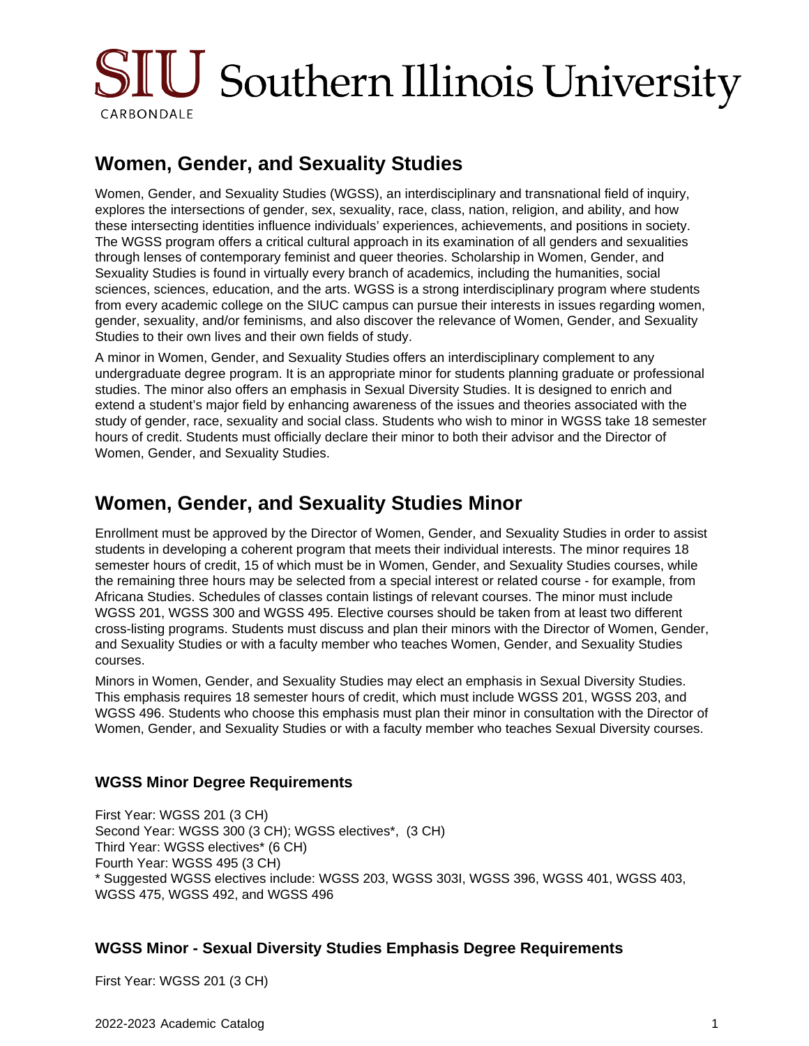# Women, Gender, and Sexuality Studies

Women, Gender, and Sexuality Studies (WGSS), an interdisciplinary and transnational field of inquiry, explores the intersections of gender, sex, sexuality, race, class, nation, religion, and ability, and how these intersecting identities influence individuals' experiences, achievements, and positions in society. The WGSS program offers a critical cultural approach in its examination of all genders and sexualities through lenses of contemporary feminist and queer theories. Scholarship in Women, Gender, and Sexuality Studies is found in virtually every branch of academics, including the humanities, social sciences, sciences, education, and the arts. WGSS is a strong interdisciplinary program where students from every academic college on the SIUC campus can pursue their interests in issues regarding women, gender, sexuality, and/or feminisms, and also discover the relevance of Women, Gender, and Sexuality Studies to their own lives and their own fields of study.

A minor in Women, Gender, and Sexuality Studies offers an interdisciplinary complement to any undergraduate degree program. It is an appropriate minor for students planning graduate or professional studies. The minor also offers an emphasis in Sexual Diversity Studies. It is designed to enrich and extend a student's major field by enhancing awareness of the issues and theories associated with the study of gender, race, sexuality and social class. Students who wish to minor in WGSS take 18 semester hours of credit. Students must officially declare their minor to both their advisor and the Director of Women, Gender, and Sexuality Studies.

# Women, Gender, and Sexuality Studies Minor

Enrollment must be approved by the Director of Women, Gender, and Sexuality Studies in order to assist students in developing a coherent program that meets their individual interests. The minor requires 18 semester hours of credit, 15 of which must be in Women, Gender, and Sexuality Studies courses, while the remaining three hours may be selected from a special interest or related course - for example, from Africana Studies. Schedules of classes contain listings of relevant courses. The minor must include WGSS 201, WGSS 300 and WGSS 495. Elective courses should be taken from at least two different cross-listing programs. Students must discuss and plan their minors with the Director of Women, Gender, and Sexuality Studies or with a faculty member who teaches Women, Gender, and Sexuality Studies courses.

Minors in Women, Gender, and Sexuality Studies may elect an emphasis in Sexual Diversity Studies. This emphasis requires 18 semester hours of credit, which must include WGSS 201, WGSS 203, and WGSS 496. Students who choose this emphasis must plan their minor in consultation with the Director of Women, Gender, and Sexuality Studies or with a faculty member who teaches Sexual Diversity courses.

### WGSS Minor Degree Requirements

First Year: WGSS 201 (3 CH)
Second Year: WGSS 300 (3 CH); WGSS electives*, (3 CH)
Third Year: WGSS electives* (6 CH)
Fourth Year: WGSS 495 (3 CH)
* Suggested WGSS electives include: WGSS 203, WGSS 303I, WGSS 396, WGSS 401, WGSS 403, WGSS 475, WGSS 492, and WGSS 496

### WGSS Minor - Sexual Diversity Studies Emphasis Degree Requirements

First Year: WGSS 201 (3 CH)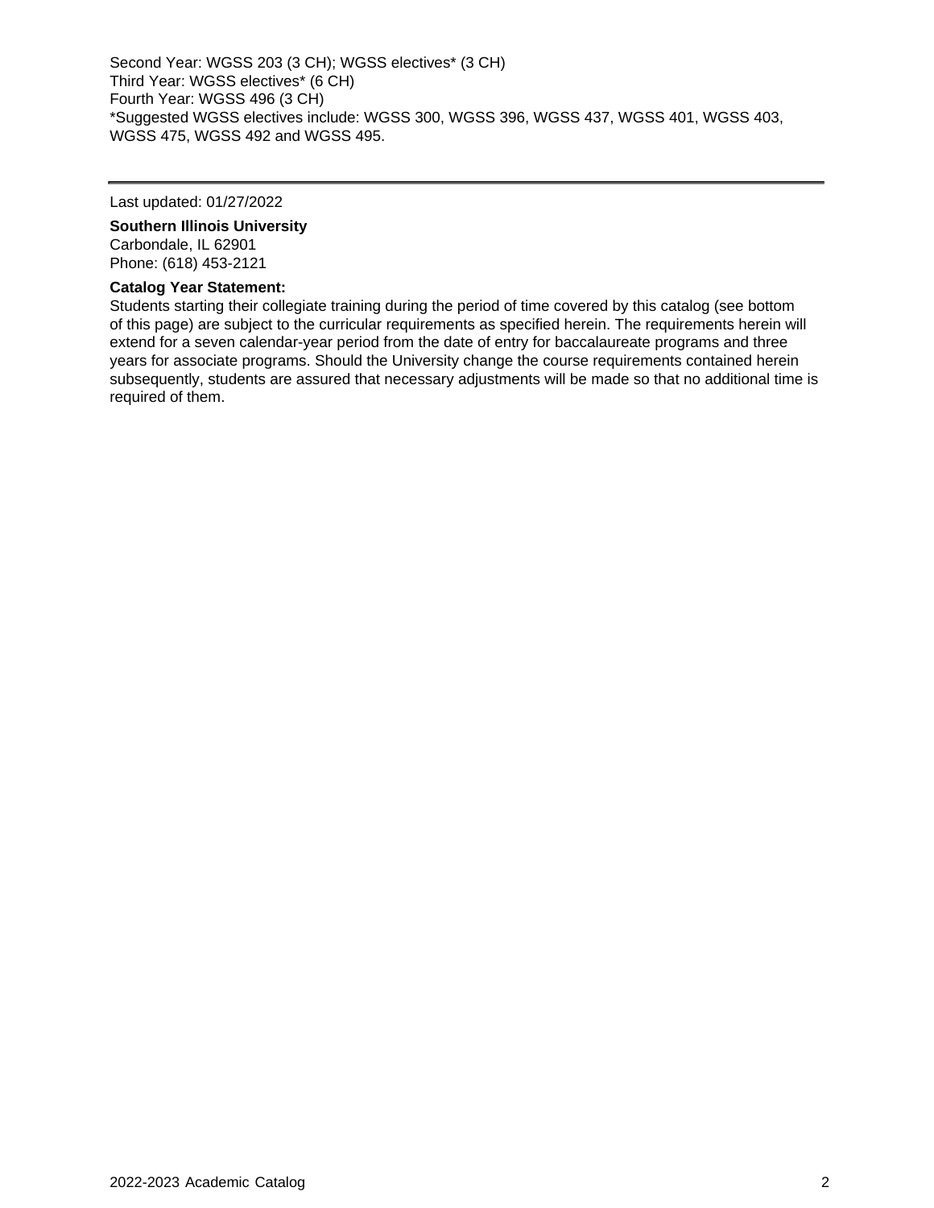Second Year: WGSS 203 (3 CH); WGSS electives* (3 CH)
Third Year: WGSS electives* (6 CH)
Fourth Year: WGSS 496 (3 CH)
*Suggested WGSS electives include: WGSS 300, WGSS 396, WGSS 437, WGSS 401, WGSS 403, WGSS 475, WGSS 492 and WGSS 495.

---

Last updated: 01/27/2022

**Southern Illinois University**
Carbondale, IL 62901
Phone: (618) 453-2121

**Catalog Year Statement:**
Students starting their collegiate training during the period of time covered by this catalog (see bottom of this page) are subject to the curricular requirements as specified herein. The requirements herein will extend for a seven calendar-year period from the date of entry for baccalaureate programs and three years for associate programs. Should the University change the course requirements contained herein subsequently, students are assured that necessary adjustments will be made so that no additional time is required of them.

2022-2023 Academic Catalog